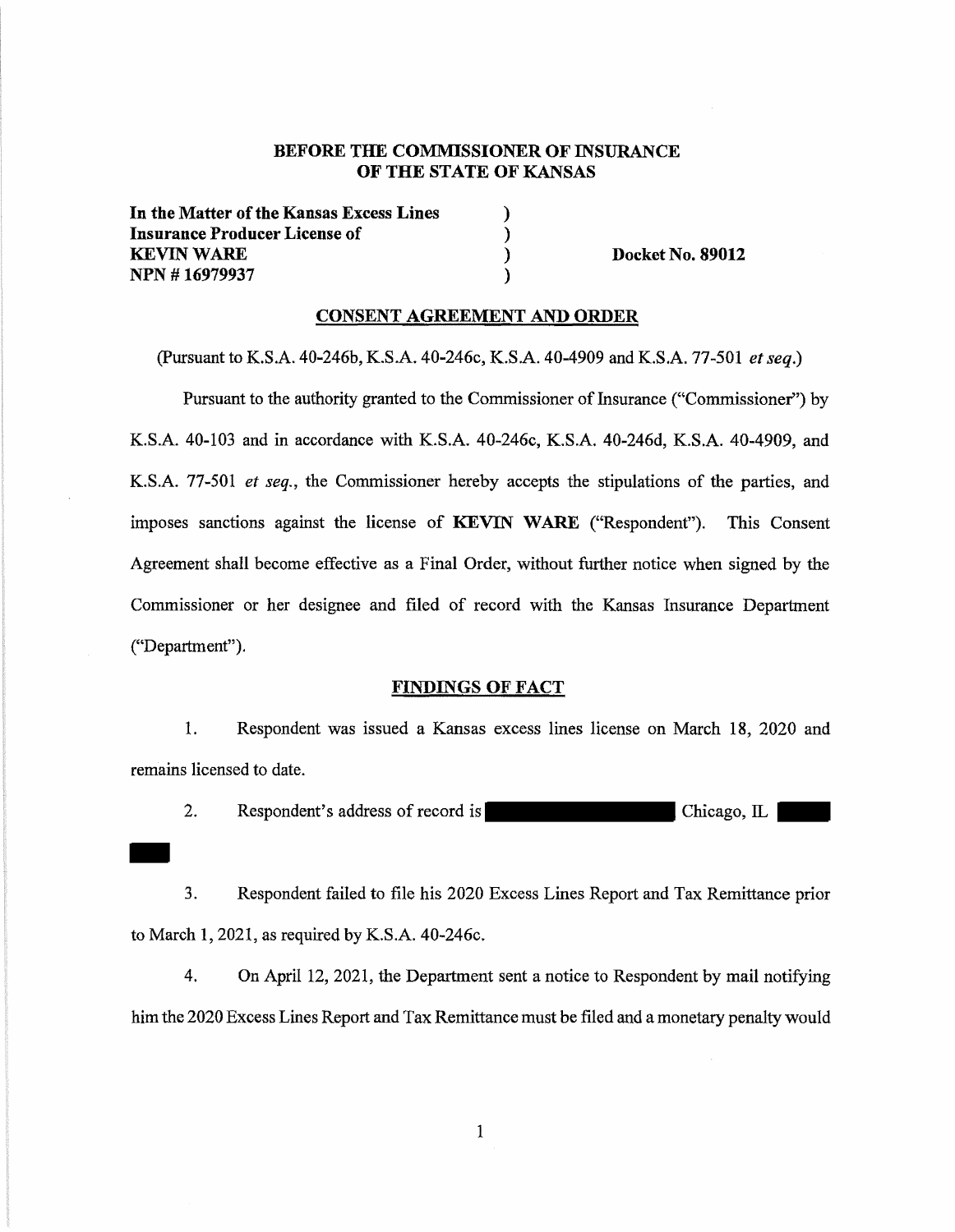**BEFORE THE COMMISSIONER OF INSURANCE**
**OF THE STATE OF KANSAS**

| | | |
|---|---|---|
| **In the Matter of the Kansas Excess Lines** | ) | |
| **Insurance Producer License of** | ) | |
| **KEVIN WARE** | ) | **Docket No. 89012** |
| **NPN # 16979937** | ) | |

## CONSENT AGREEMENT AND ORDER

(Pursuant to K.S.A. 40-246b, K.S.A. 40-246c, K.S.A. 40-4909 and K.S.A. 77-501 *et seq.*)

Pursuant to the authority granted to the Commissioner of Insurance ("Commissioner") by K.S.A. 40-103 and in accordance with K.S.A. 40-246c, K.S.A. 40-246d, K.S.A. 40-4909, and K.S.A. 77-501 *et seq.*, the Commissioner hereby accepts the stipulations of the parties, and imposes sanctions against the license of **KEVIN WARE** ("Respondent"). This Consent Agreement shall become effective as a Final Order, without further notice when signed by the Commissioner or her designee and filed of record with the Kansas Insurance Department ("Department").

## FINDINGS OF FACT

1. Respondent was issued a Kansas excess lines license on March 18, 2020 and remains licensed to date.

2. Respondent's address of record is [REDACTED] Chicago, IL [REDACTED]

3. Respondent failed to file his 2020 Excess Lines Report and Tax Remittance prior to March 1, 2021, as required by K.S.A. 40-246c.

4. On April 12, 2021, the Department sent a notice to Respondent by mail notifying him the 2020 Excess Lines Report and Tax Remittance must be filed and a monetary penalty would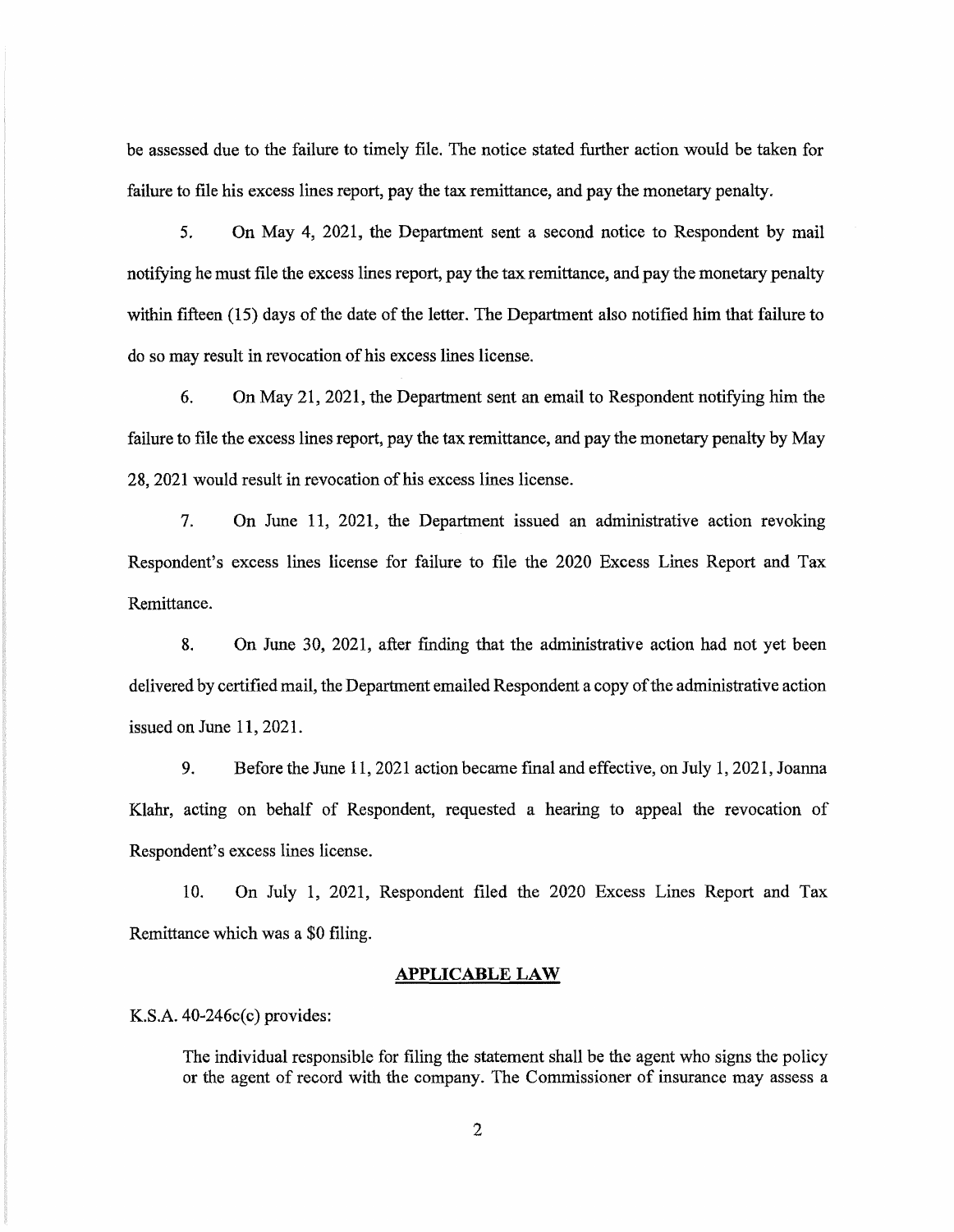be assessed due to the failure to timely file. The notice stated further action would be taken for failure to file his excess lines report, pay the tax remittance, and pay the monetary penalty.

5. On May 4, 2021, the Department sent a second notice to Respondent by mail notifying he must file the excess lines report, pay the tax remittance, and pay the monetary penalty within fifteen (15) days of the date of the letter. The Department also notified him that failure to do so may result in revocation of his excess lines license.

6. On May 21, 2021, the Department sent an email to Respondent notifying him the failure to file the excess lines report, pay the tax remittance, and pay the monetary penalty by May 28, 2021 would result in revocation of his excess lines license.

7. On June 11, 2021, the Department issued an administrative action revoking Respondent's excess lines license for failure to file the 2020 Excess Lines Report and Tax Remittance.

8. On June 30, 2021, after finding that the administrative action had not yet been delivered by certified mail, the Department emailed Respondent a copy of the administrative action issued on June 11, 2021.

9. Before the June 11, 2021 action became final and effective, on July 1, 2021, Joanna Klahr, acting on behalf of Respondent, requested a hearing to appeal the revocation of Respondent's excess lines license.

10. On July 1, 2021, Respondent filed the 2020 Excess Lines Report and Tax Remittance which was a $0 filing.

## APPLICABLE LAW

K.S.A. 40-246c(c) provides:

> The individual responsible for filing the statement shall be the agent who signs the policy or the agent of record with the company. The Commissioner of insurance may assess a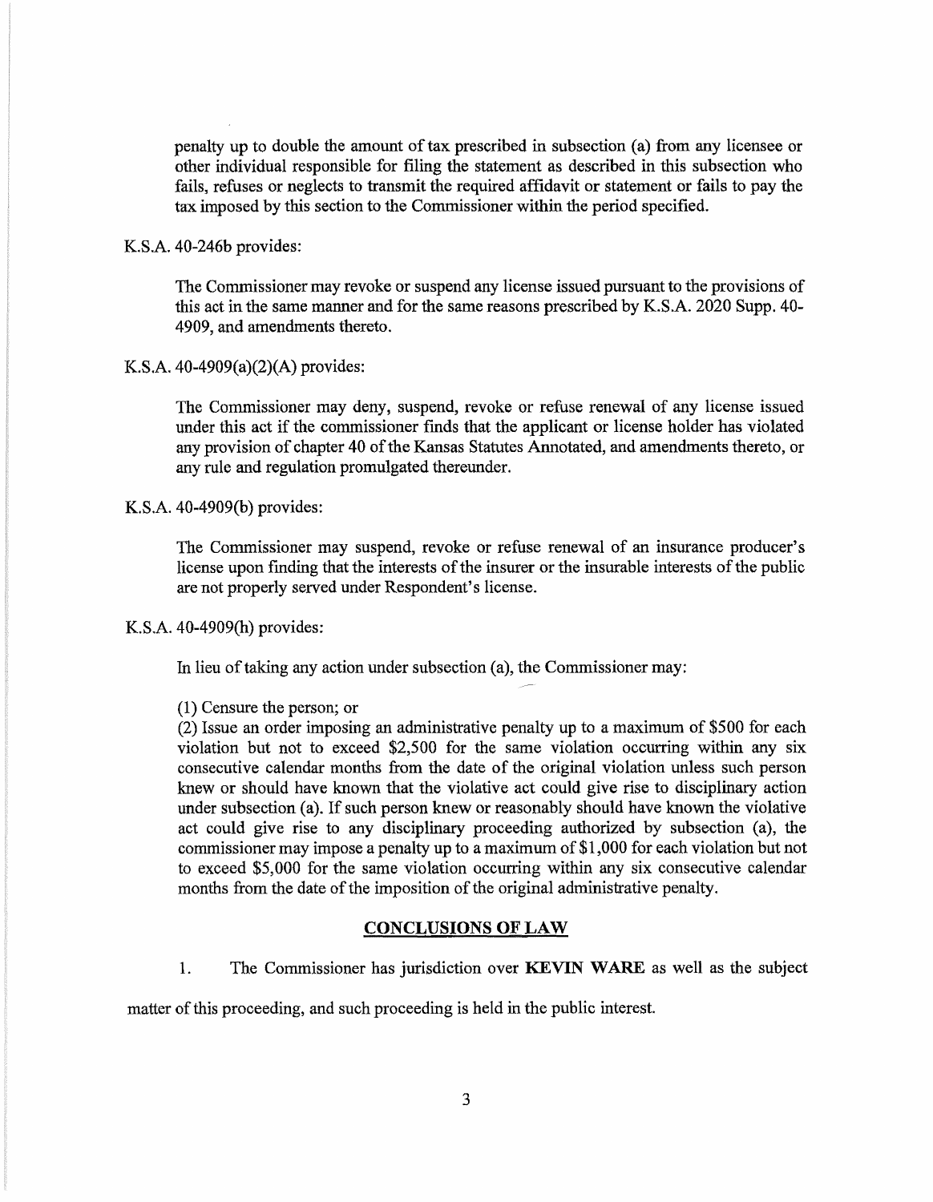penalty up to double the amount of tax prescribed in subsection (a) from any licensee or other individual responsible for filing the statement as described in this subsection who fails, refuses or neglects to transmit the required affidavit or statement or fails to pay the tax imposed by this section to the Commissioner within the period specified.

K.S.A. 40-246b provides:

> The Commissioner may revoke or suspend any license issued pursuant to the provisions of this act in the same manner and for the same reasons prescribed by K.S.A. 2020 Supp. 40-4909, and amendments thereto.

K.S.A. 40-4909(a)(2)(A) provides:

> The Commissioner may deny, suspend, revoke or refuse renewal of any license issued under this act if the commissioner finds that the applicant or license holder has violated any provision of chapter 40 of the Kansas Statutes Annotated, and amendments thereto, or any rule and regulation promulgated thereunder.

K.S.A. 40-4909(b) provides:

> The Commissioner may suspend, revoke or refuse renewal of an insurance producer's license upon finding that the interests of the insurer or the insurable interests of the public are not properly served under Respondent's license.

K.S.A. 40-4909(h) provides:

> In lieu of taking any action under subsection (a), the Commissioner may:
>
> (1) Censure the person; or
>
> (2) Issue an order imposing an administrative penalty up to a maximum of $500 for each violation but not to exceed $2,500 for the same violation occurring within any six consecutive calendar months from the date of the original violation unless such person knew or should have known that the violative act could give rise to disciplinary action under subsection (a). If such person knew or reasonably should have known the violative act could give rise to any disciplinary proceeding authorized by subsection (a), the commissioner may impose a penalty up to a maximum of $1,000 for each violation but not to exceed $5,000 for the same violation occurring within any six consecutive calendar months from the date of the imposition of the original administrative penalty.

## CONCLUSIONS OF LAW

1. The Commissioner has jurisdiction over **KEVIN WARE** as well as the subject matter of this proceeding, and such proceeding is held in the public interest.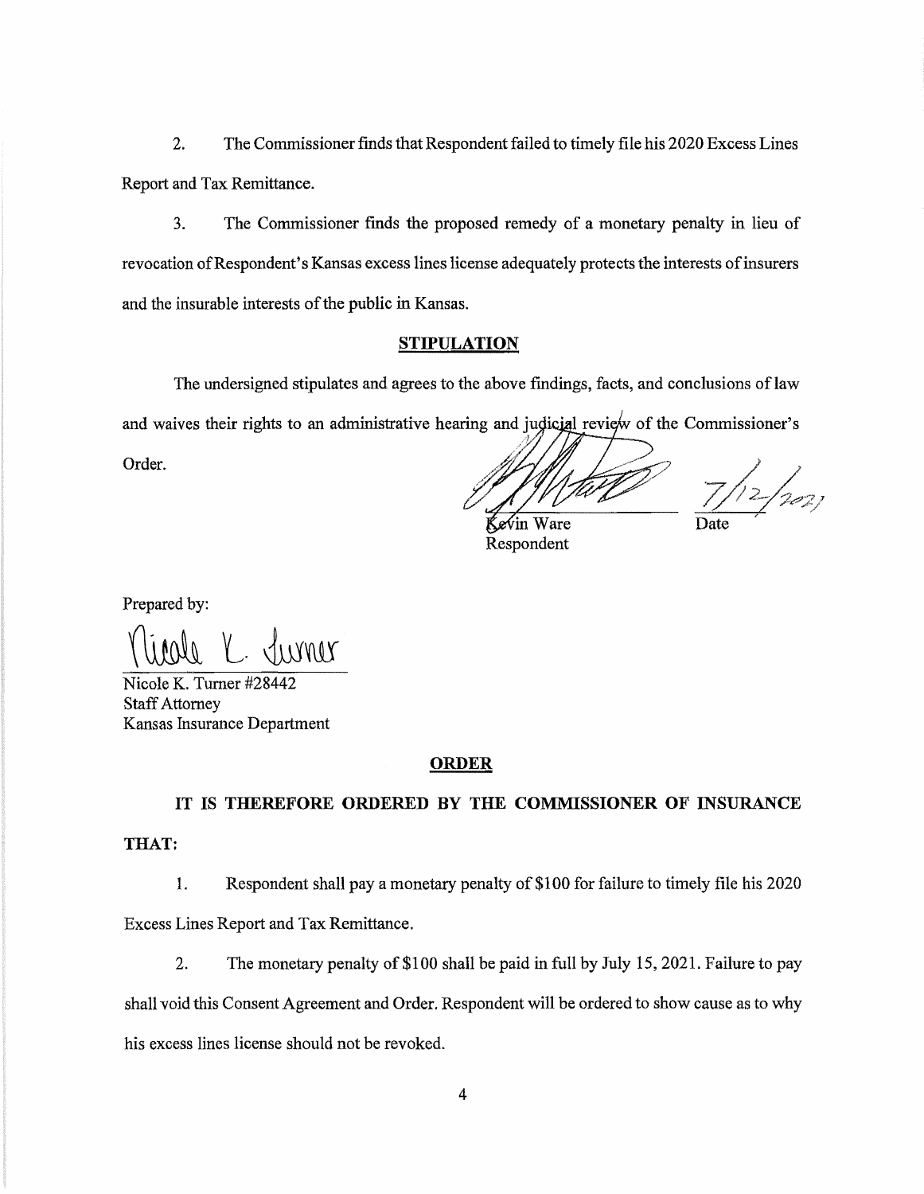2. The Commissioner finds that Respondent failed to timely file his 2020 Excess Lines Report and Tax Remittance.

3. The Commissioner finds the proposed remedy of a monetary penalty in lieu of revocation of Respondent's Kansas excess lines license adequately protects the interests of insurers and the insurable interests of the public in Kansas.

## STIPULATION

The undersigned stipulates and agrees to the above findings, facts, and conclusions of law and waives their rights to an administrative hearing and judicial review of the Commissioner's Order.

Kevin Ware
Respondent

7/12/2021
Date

Prepared by:

Nicole K. Turner #28442
Staff Attorney
Kansas Insurance Department

## ORDER

**IT IS THEREFORE ORDERED BY THE COMMISSIONER OF INSURANCE THAT:**

1. Respondent shall pay a monetary penalty of $100 for failure to timely file his 2020 Excess Lines Report and Tax Remittance.

2. The monetary penalty of $100 shall be paid in full by July 15, 2021. Failure to pay shall void this Consent Agreement and Order. Respondent will be ordered to show cause as to why his excess lines license should not be revoked.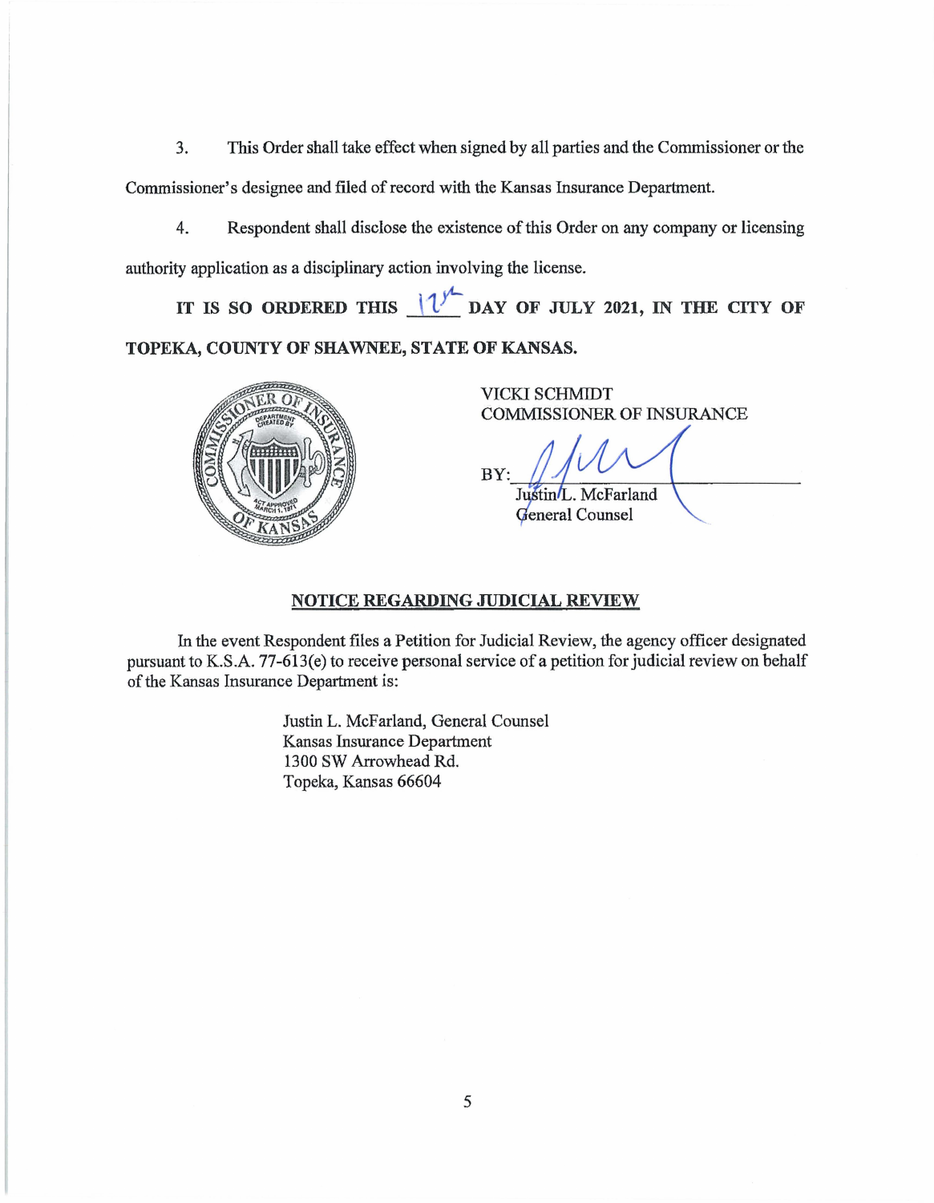3. This Order shall take effect when signed by all parties and the Commissioner or the Commissioner's designee and filed of record with the Kansas Insurance Department.

4. Respondent shall disclose the existence of this Order on any company or licensing authority application as a disciplinary action involving the license.

**IT IS SO ORDERED THIS 12th DAY OF JULY 2021, IN THE CITY OF TOPEKA, COUNTY OF SHAWNEE, STATE OF KANSAS.**

VICKI SCHMIDT
COMMISSIONER OF INSURANCE

BY: ______________________
Justin L. McFarland
General Counsel

**NOTICE REGARDING JUDICIAL REVIEW**

In the event Respondent files a Petition for Judicial Review, the agency officer designated pursuant to K.S.A. 77-613(e) to receive personal service of a petition for judicial review on behalf of the Kansas Insurance Department is:

Justin L. McFarland, General Counsel
Kansas Insurance Department
1300 SW Arrowhead Rd.
Topeka, Kansas 66604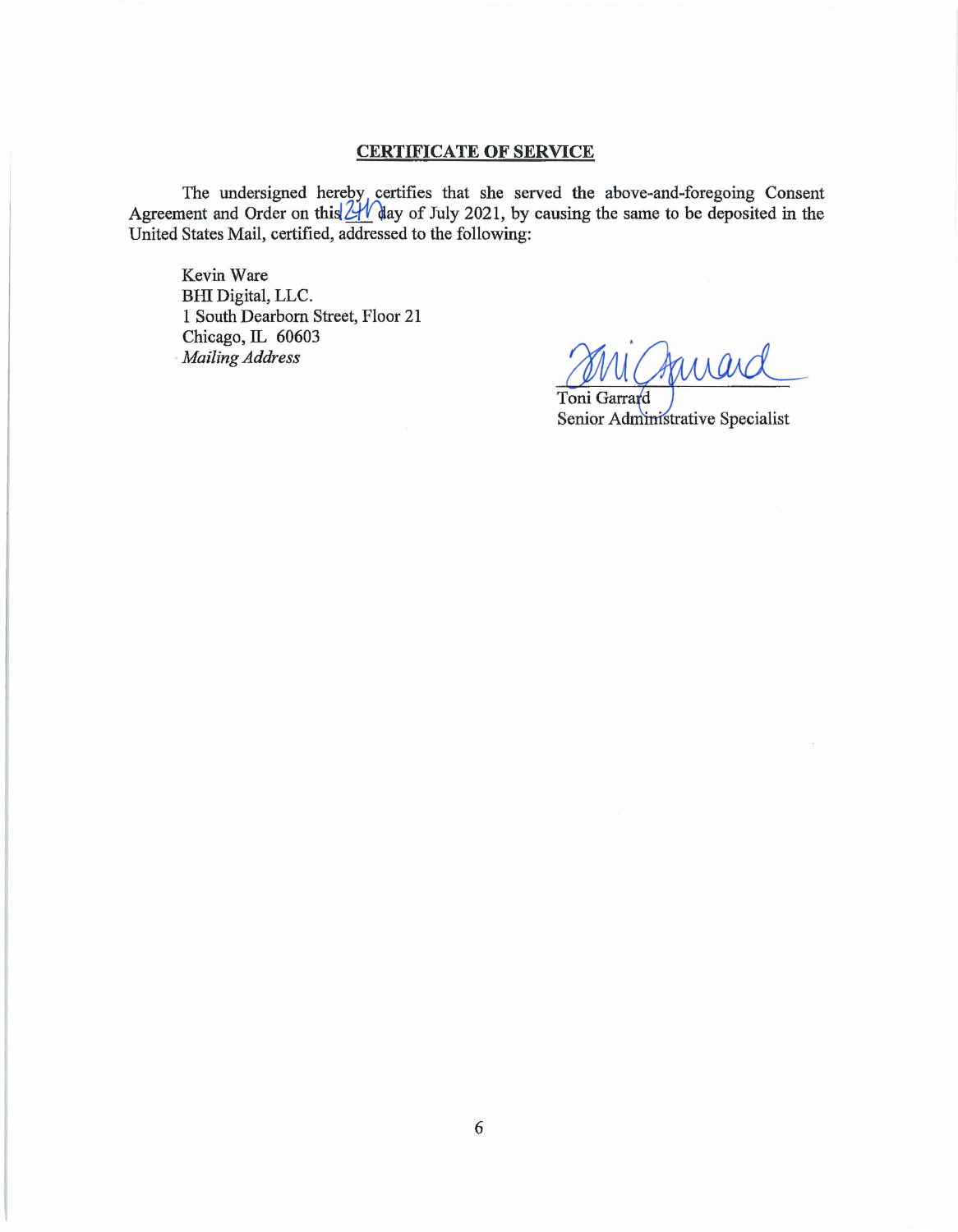## CERTIFICATE OF SERVICE

The undersigned hereby certifies that she served the above-and-foregoing Consent Agreement and Order on this 24th day of July 2021, by causing the same to be deposited in the United States Mail, certified, addressed to the following:

Kevin Ware
BHI Digital, LLC.
1 South Dearborn Street, Floor 21
Chicago, IL 60603
*Mailing Address*

Toni Garrard
Senior Administrative Specialist